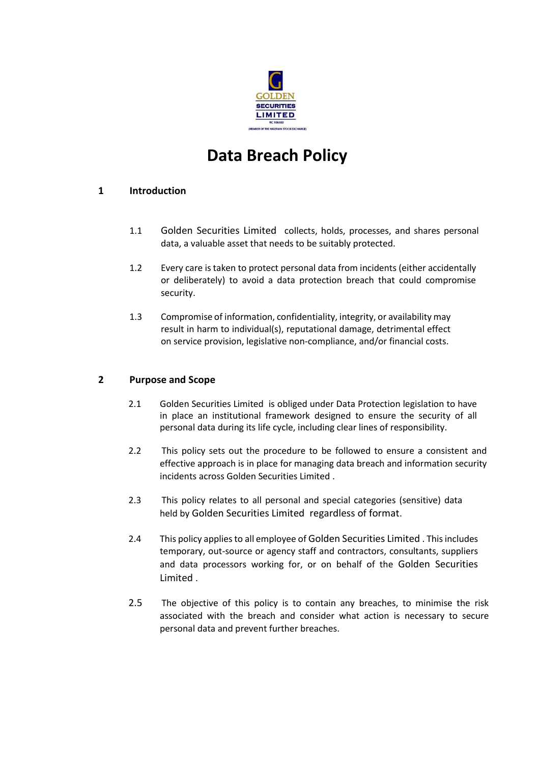# Data Breach Policy

## 1 Introduction

1.1 Golden Securities Limited collects, holds, processes, and shares personal data, a valuable asset that needs to be suitably protected.

1.2 Every care is taken to protect personal data from incidents (either accidentally or deliberately) to avoid a data protection breach that could compromise security.

1.3 Compromise of information, confidentiality, integrity, or availability may result in harm to individual(s), reputational damage, detrimental effect on service provision, legislative non-compliance, and/or financial costs.

## 2 Purpose and Scope

2.1 Golden Securities Limited is obliged under Data Protection legislation to have in place an institutional framework designed to ensure the security of all personal data during its life cycle, including clear lines of responsibility.

2.2 This policy sets out the procedure to be followed to ensure a consistent and effective approach is in place for managing data breach and information security incidents across Golden Securities Limited .

2.3 This policy relates to all personal and special categories (sensitive) data held by Golden Securities Limited regardless of format.

2.4 This policy applies to all employee of Golden Securities Limited . This includes temporary, out-source or agency staff and contractors, consultants, suppliers and data processors working for, or on behalf of the Golden Securities Limited .

2.5 The objective of this policy is to contain any breaches, to minimise the risk associated with the breach and consider what action is necessary to secure personal data and prevent further breaches.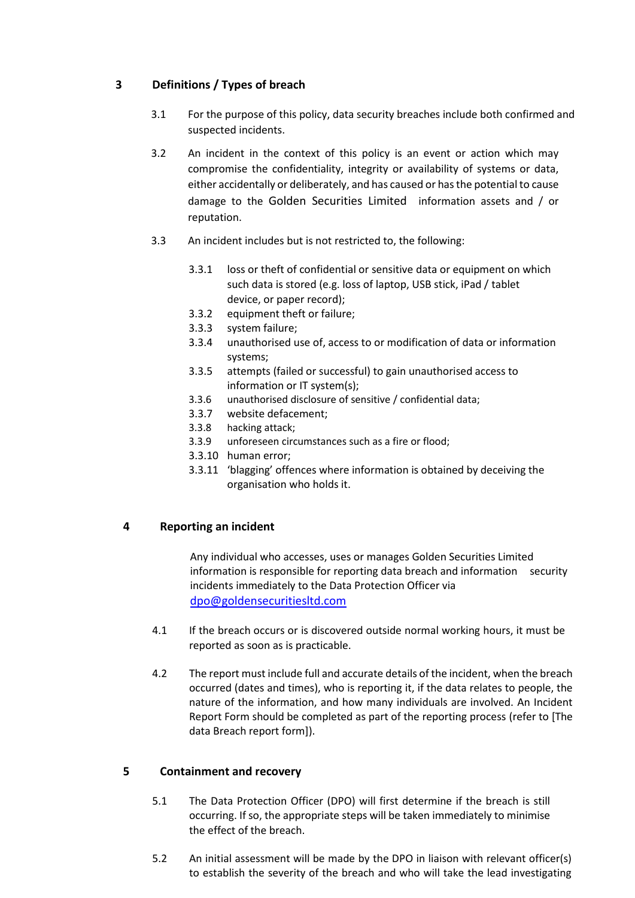## 3 Definitions / Types of breach

3.1 For the purpose of this policy, data security breaches include both confirmed and suspected incidents.

3.2 An incident in the context of this policy is an event or action which may compromise the confidentiality, integrity or availability of systems or data, either accidentally or deliberately, and has caused or has the potential to cause damage to the Golden Securities Limited information assets and / or reputation.

3.3 An incident includes but is not restricted to, the following:

- 3.3.1 loss or theft of confidential or sensitive data or equipment on which such data is stored (e.g. loss of laptop, USB stick, iPad / tablet device, or paper record);
- 3.3.2 equipment theft or failure;
- 3.3.3 system failure;
- 3.3.4 unauthorised use of, access to or modification of data or information systems;
- 3.3.5 attempts (failed or successful) to gain unauthorised access to information or IT system(s);
- 3.3.6 unauthorised disclosure of sensitive / confidential data;
- 3.3.7 website defacement;
- 3.3.8 hacking attack;
- 3.3.9 unforeseen circumstances such as a fire or flood;
- 3.3.10 human error;
- 3.3.11 'blagging' offences where information is obtained by deceiving the organisation who holds it.

## 4 Reporting an incident

Any individual who accesses, uses or manages Golden Securities Limited information is responsible for reporting data breach and information security incidents immediately to the Data Protection Officer via [dpo@goldensecuritiesltd.com](mailto:dpo@goldensecuritiesltd.com)

4.1 If the breach occurs or is discovered outside normal working hours, it must be reported as soon as is practicable.

4.2 The report must include full and accurate details of the incident, when the breach occurred (dates and times), who is reporting it, if the data relates to people, the nature of the information, and how many individuals are involved. An Incident Report Form should be completed as part of the reporting process (refer to [The data Breach report form]).

## 5 Containment and recovery

5.1 The Data Protection Officer (DPO) will first determine if the breach is still occurring. If so, the appropriate steps will be taken immediately to minimise the effect of the breach.

5.2 An initial assessment will be made by the DPO in liaison with relevant officer(s) to establish the severity of the breach and who will take the lead investigating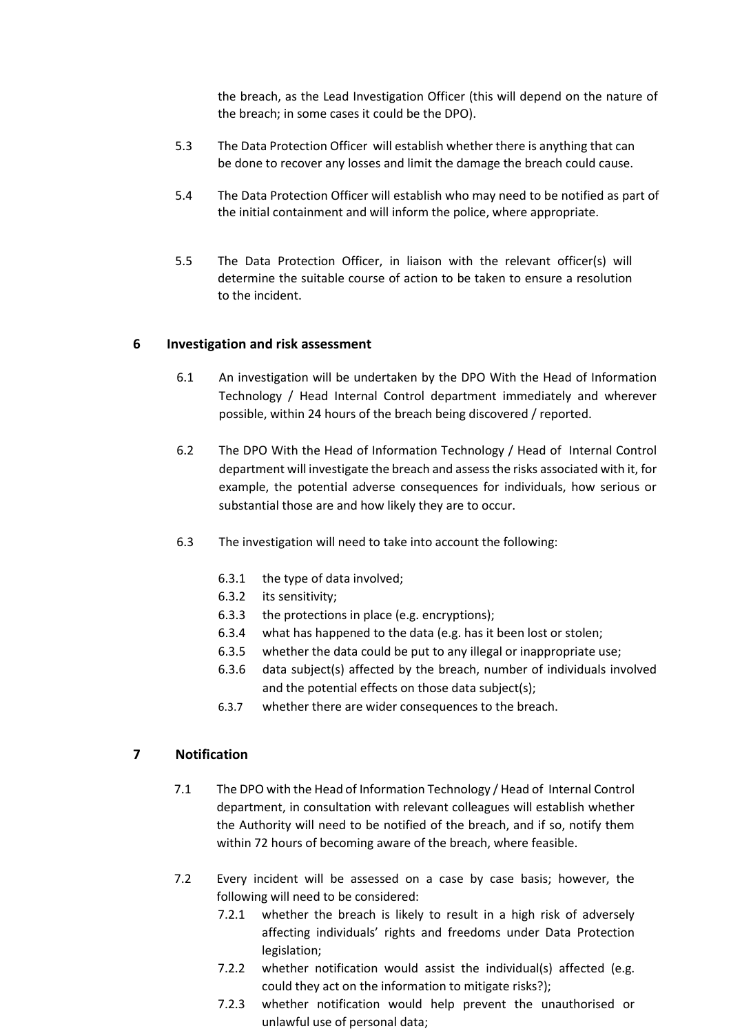the breach, as the Lead Investigation Officer (this will depend on the nature of the breach; in some cases it could be the DPO).

5.3 The Data Protection Officer will establish whether there is anything that can be done to recover any losses and limit the damage the breach could cause.

5.4 The Data Protection Officer will establish who may need to be notified as part of the initial containment and will inform the police, where appropriate.

5.5 The Data Protection Officer, in liaison with the relevant officer(s) will determine the suitable course of action to be taken to ensure a resolution to the incident.

## 6 Investigation and risk assessment

6.1 An investigation will be undertaken by the DPO With the Head of Information Technology / Head Internal Control department immediately and wherever possible, within 24 hours of the breach being discovered / reported.

6.2 The DPO With the Head of Information Technology / Head of Internal Control department will investigate the breach and assess the risks associated with it, for example, the potential adverse consequences for individuals, how serious or substantial those are and how likely they are to occur.

6.3 The investigation will need to take into account the following:

- 6.3.1 the type of data involved;
- 6.3.2 its sensitivity;
- 6.3.3 the protections in place (e.g. encryptions);
- 6.3.4 what has happened to the data (e.g. has it been lost or stolen;
- 6.3.5 whether the data could be put to any illegal or inappropriate use;
- 6.3.6 data subject(s) affected by the breach, number of individuals involved and the potential effects on those data subject(s);
- 6.3.7 whether there are wider consequences to the breach.

## 7 Notification

7.1 The DPO with the Head of Information Technology / Head of Internal Control department, in consultation with relevant colleagues will establish whether the Authority will need to be notified of the breach, and if so, notify them within 72 hours of becoming aware of the breach, where feasible.

7.2 Every incident will be assessed on a case by case basis; however, the following will need to be considered:

- 7.2.1 whether the breach is likely to result in a high risk of adversely affecting individuals' rights and freedoms under Data Protection legislation;
- 7.2.2 whether notification would assist the individual(s) affected (e.g. could they act on the information to mitigate risks?);
- 7.2.3 whether notification would help prevent the unauthorised or unlawful use of personal data;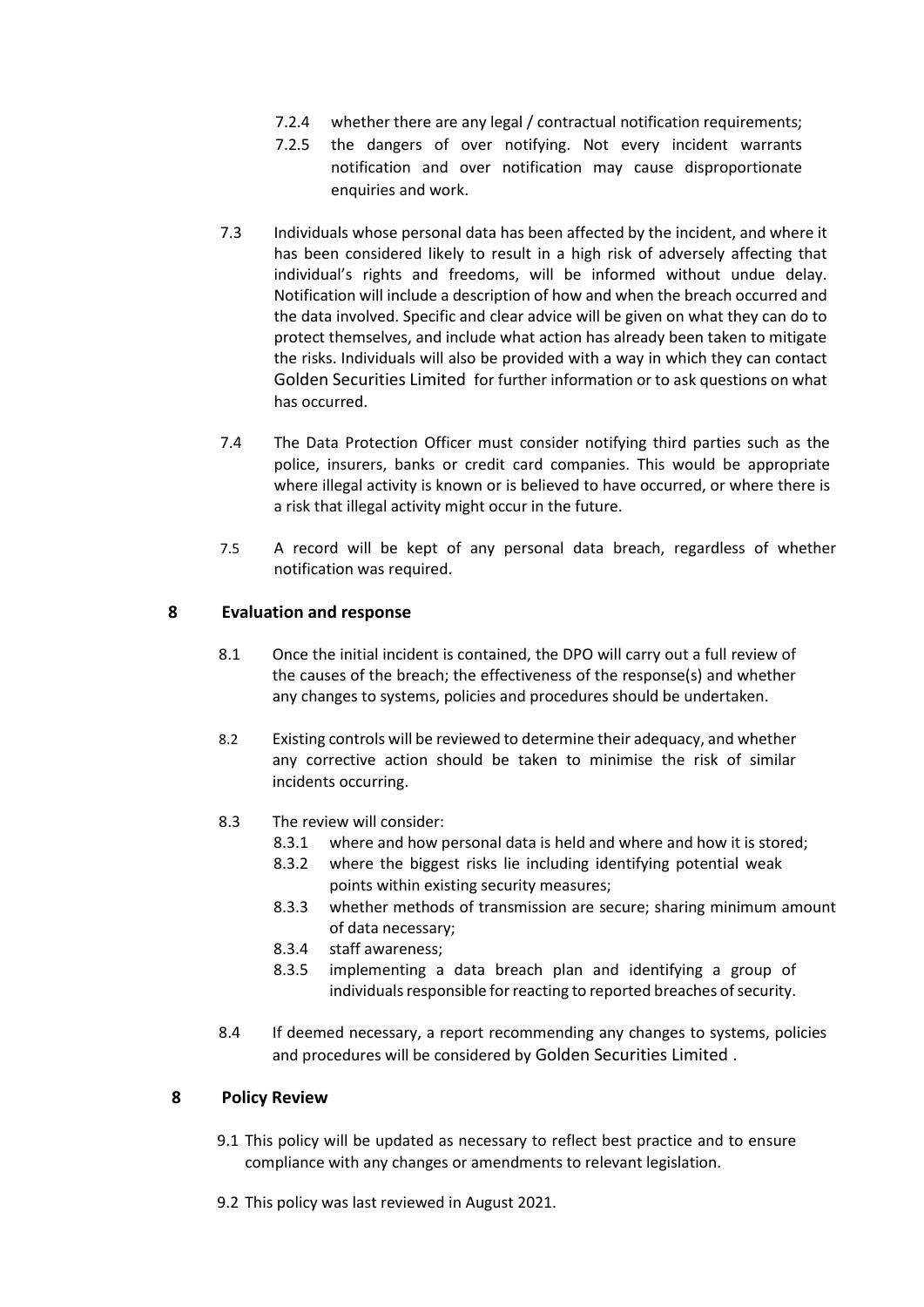7.2.4 whether there are any legal / contractual notification requirements;

7.2.5 the dangers of over notifying. Not every incident warrants notification and over notification may cause disproportionate enquiries and work.

7.3 Individuals whose personal data has been affected by the incident, and where it has been considered likely to result in a high risk of adversely affecting that individual's rights and freedoms, will be informed without undue delay. Notification will include a description of how and when the breach occurred and the data involved. Specific and clear advice will be given on what they can do to protect themselves, and include what action has already been taken to mitigate the risks. Individuals will also be provided with a way in which they can contact Golden Securities Limited for further information or to ask questions on what has occurred.

7.4 The Data Protection Officer must consider notifying third parties such as the police, insurers, banks or credit card companies. This would be appropriate where illegal activity is known or is believed to have occurred, or where there is a risk that illegal activity might occur in the future.

7.5 A record will be kept of any personal data breach, regardless of whether notification was required.

## 8 Evaluation and response

8.1 Once the initial incident is contained, the DPO will carry out a full review of the causes of the breach; the effectiveness of the response(s) and whether any changes to systems, policies and procedures should be undertaken.

8.2 Existing controls will be reviewed to determine their adequacy, and whether any corrective action should be taken to minimise the risk of similar incidents occurring.

8.3 The review will consider:

8.3.1 where and how personal data is held and where and how it is stored;

8.3.2 where the biggest risks lie including identifying potential weak points within existing security measures;

8.3.3 whether methods of transmission are secure; sharing minimum amount of data necessary;

8.3.4 staff awareness;

8.3.5 implementing a data breach plan and identifying a group of individuals responsible for reacting to reported breaches of security.

8.4 If deemed necessary, a report recommending any changes to systems, policies and procedures will be considered by Golden Securities Limited .

## 8 Policy Review

9.1 This policy will be updated as necessary to reflect best practice and to ensure compliance with any changes or amendments to relevant legislation.

9.2 This policy was last reviewed in August 2021.